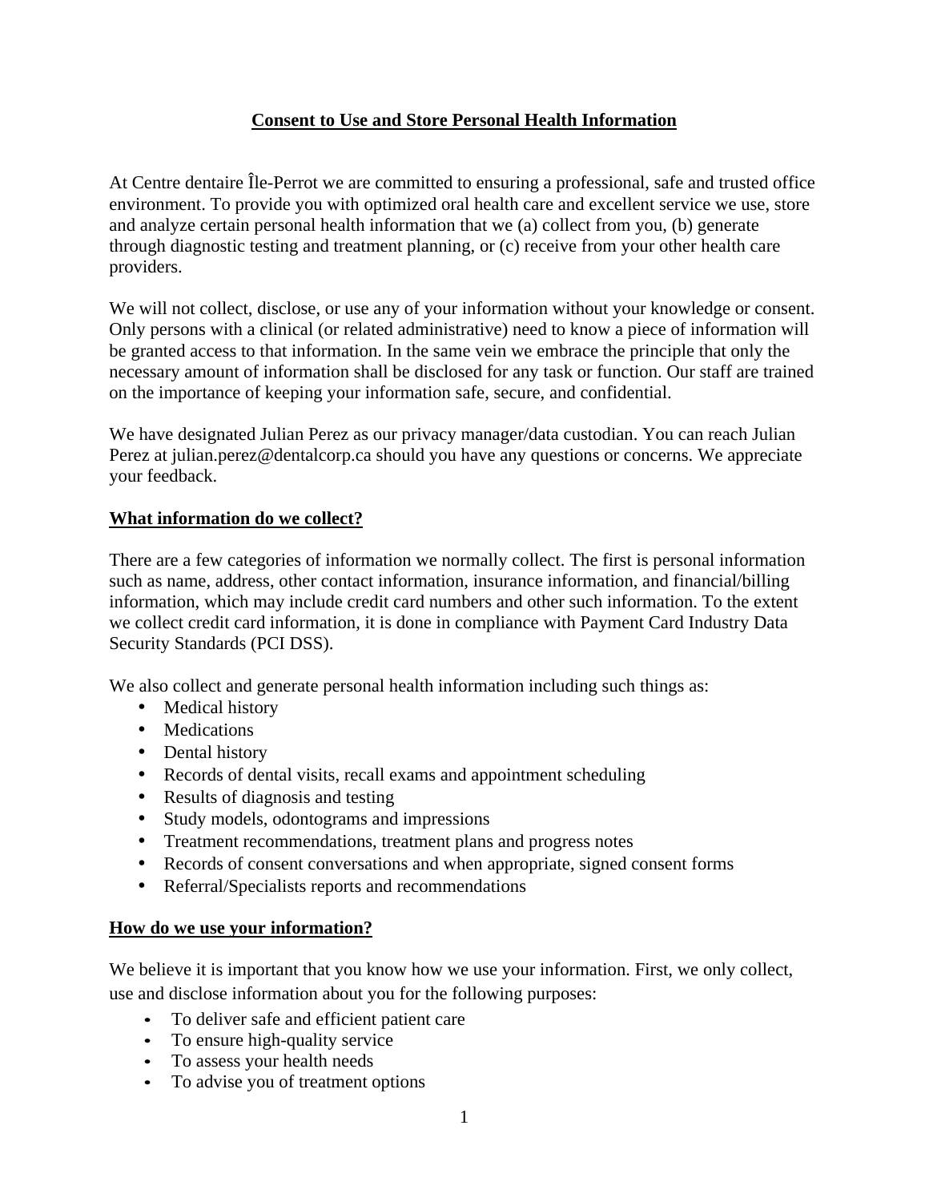# Consent to Use and Store Personal Health Information

At Centre dentaire Île-Perrot we are committed to ensuring a professional, safe and trusted office environment. To provide you with optimized oral health care and excellent service we use, store and analyze certain personal health information that we (a) collect from you, (b) generate through diagnostic testing and treatment planning, or (c) receive from your other health care providers.

We will not collect, disclose, or use any of your information without your knowledge or consent. Only persons with a clinical (or related administrative) need to know a piece of information will be granted access to that information. In the same vein we embrace the principle that only the necessary amount of information shall be disclosed for any task or function. Our staff are trained on the importance of keeping your information safe, secure, and confidential.

We have designated Julian Perez as our privacy manager/data custodian. You can reach Julian Perez at julian.perez@dentalcorp.ca should you have any questions or concerns. We appreciate your feedback.

## What information do we collect?

There are a few categories of information we normally collect. The first is personal information such as name, address, other contact information, insurance information, and financial/billing information, which may include credit card numbers and other such information. To the extent we collect credit card information, it is done in compliance with Payment Card Industry Data Security Standards (PCI DSS).

We also collect and generate personal health information including such things as:

- Medical history
- Medications
- Dental history
- Records of dental visits, recall exams and appointment scheduling
- Results of diagnosis and testing
- Study models, odontograms and impressions
- Treatment recommendations, treatment plans and progress notes
- Records of consent conversations and when appropriate, signed consent forms
- Referral/Specialists reports and recommendations

## How do we use your information?

We believe it is important that you know how we use your information. First, we only collect, use and disclose information about you for the following purposes:

- To deliver safe and efficient patient care
- To ensure high-quality service
- To assess your health needs
- To advise you of treatment options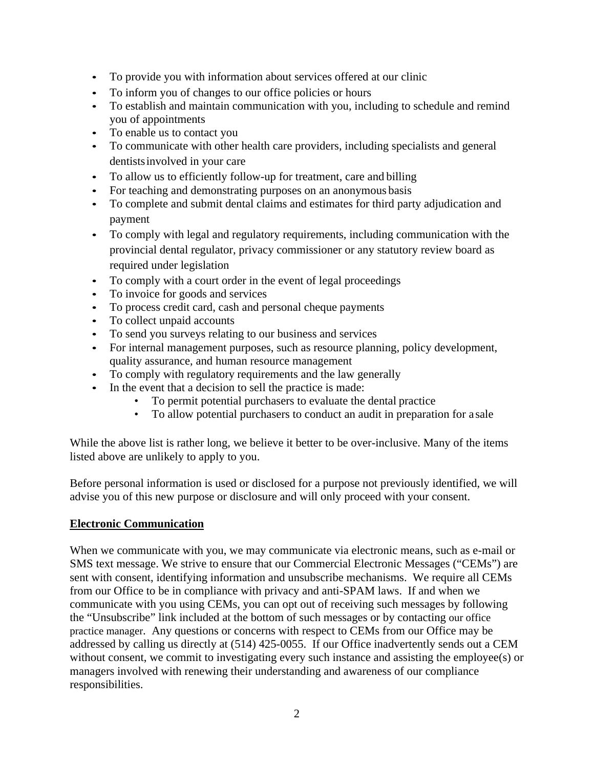- To provide you with information about services offered at our clinic
- To inform you of changes to our office policies or hours
- To establish and maintain communication with you, including to schedule and remind you of appointments
- To enable us to contact you
- To communicate with other health care providers, including specialists and general dentists involved in your care
- To allow us to efficiently follow-up for treatment, care and billing
- For teaching and demonstrating purposes on an anonymous basis
- To complete and submit dental claims and estimates for third party adjudication and payment
- To comply with legal and regulatory requirements, including communication with the provincial dental regulator, privacy commissioner or any statutory review board as required under legislation
- To comply with a court order in the event of legal proceedings
- To invoice for goods and services
- To process credit card, cash and personal cheque payments
- To collect unpaid accounts
- To send you surveys relating to our business and services
- For internal management purposes, such as resource planning, policy development, quality assurance, and human resource management
- To comply with regulatory requirements and the law generally
- In the event that a decision to sell the practice is made:
    - To permit potential purchasers to evaluate the dental practice
    - To allow potential purchasers to conduct an audit in preparation for a sale

While the above list is rather long, we believe it better to be over-inclusive. Many of the items listed above are unlikely to apply to you.

Before personal information is used or disclosed for a purpose not previously identified, we will advise you of this new purpose or disclosure and will only proceed with your consent.

**Electronic Communication**

When we communicate with you, we may communicate via electronic means, such as e-mail or SMS text message. We strive to ensure that our Commercial Electronic Messages ("CEMs") are sent with consent, identifying information and unsubscribe mechanisms. We require all CEMs from our Office to be in compliance with privacy and anti-SPAM laws. If and when we communicate with you using CEMs, you can opt out of receiving such messages by following the "Unsubscribe" link included at the bottom of such messages or by contacting our office practice manager. Any questions or concerns with respect to CEMs from our Office may be addressed by calling us directly at (514) 425-0055. If our Office inadvertently sends out a CEM without consent, we commit to investigating every such instance and assisting the employee(s) or managers involved with renewing their understanding and awareness of our compliance responsibilities.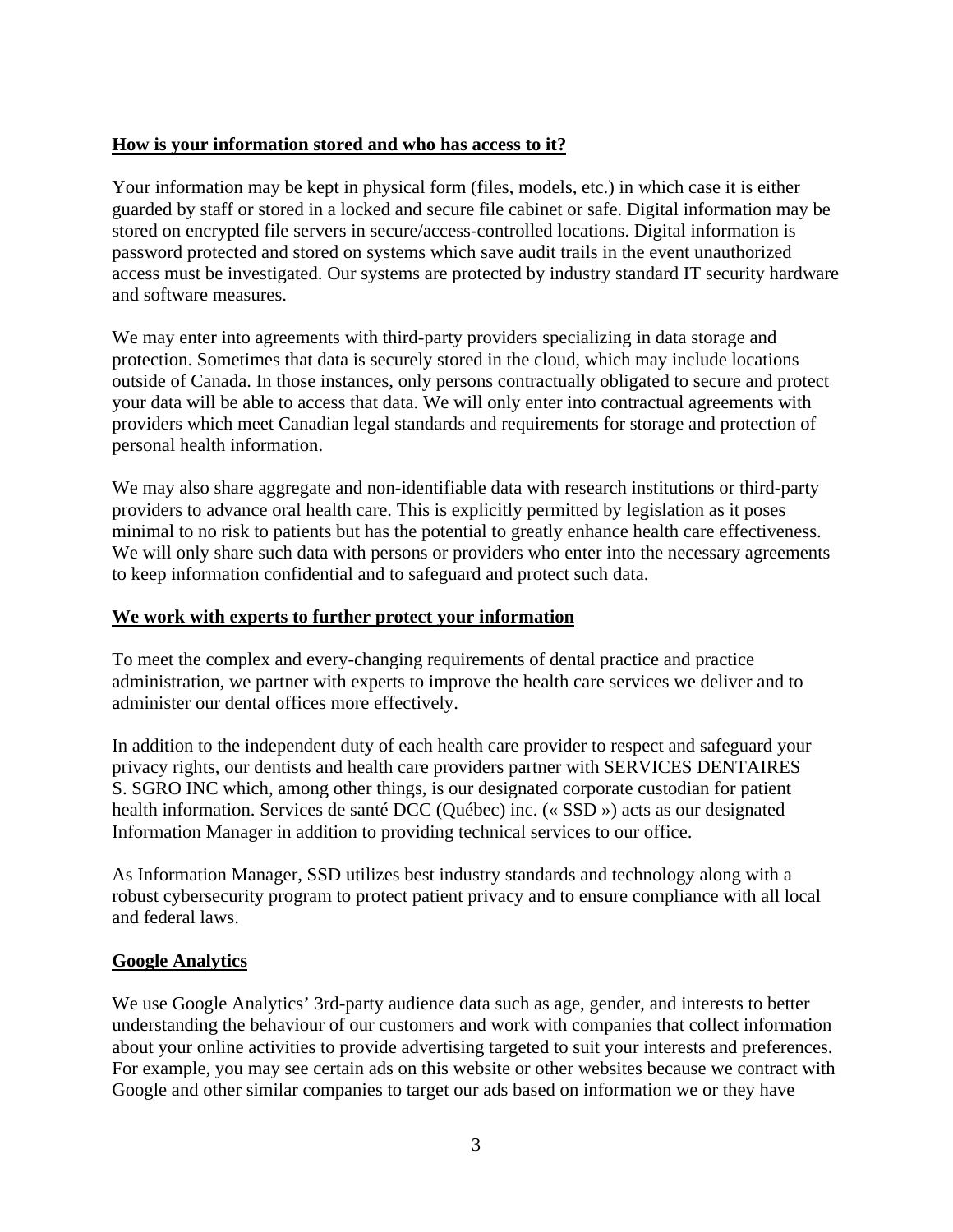## How is your information stored and who has access to it?

Your information may be kept in physical form (files, models, etc.) in which case it is either guarded by staff or stored in a locked and secure file cabinet or safe. Digital information may be stored on encrypted file servers in secure/access-controlled locations. Digital information is password protected and stored on systems which save audit trails in the event unauthorized access must be investigated. Our systems are protected by industry standard IT security hardware and software measures.

We may enter into agreements with third-party providers specializing in data storage and protection. Sometimes that data is securely stored in the cloud, which may include locations outside of Canada. In those instances, only persons contractually obligated to secure and protect your data will be able to access that data. We will only enter into contractual agreements with providers which meet Canadian legal standards and requirements for storage and protection of personal health information.

We may also share aggregate and non-identifiable data with research institutions or third-party providers to advance oral health care. This is explicitly permitted by legislation as it poses minimal to no risk to patients but has the potential to greatly enhance health care effectiveness. We will only share such data with persons or providers who enter into the necessary agreements to keep information confidential and to safeguard and protect such data.

## We work with experts to further protect your information

To meet the complex and every-changing requirements of dental practice and practice administration, we partner with experts to improve the health care services we deliver and to administer our dental offices more effectively.

In addition to the independent duty of each health care provider to respect and safeguard your privacy rights, our dentists and health care providers partner with SERVICES DENTAIRES S. SGRO INC which, among other things, is our designated corporate custodian for patient health information. Services de santé DCC (Québec) inc. (« SSD ») acts as our designated Information Manager in addition to providing technical services to our office.

As Information Manager, SSD utilizes best industry standards and technology along with a robust cybersecurity program to protect patient privacy and to ensure compliance with all local and federal laws.

## Google Analytics

We use Google Analytics' 3rd-party audience data such as age, gender, and interests to better understanding the behaviour of our customers and work with companies that collect information about your online activities to provide advertising targeted to suit your interests and preferences. For example, you may see certain ads on this website or other websites because we contract with Google and other similar companies to target our ads based on information we or they have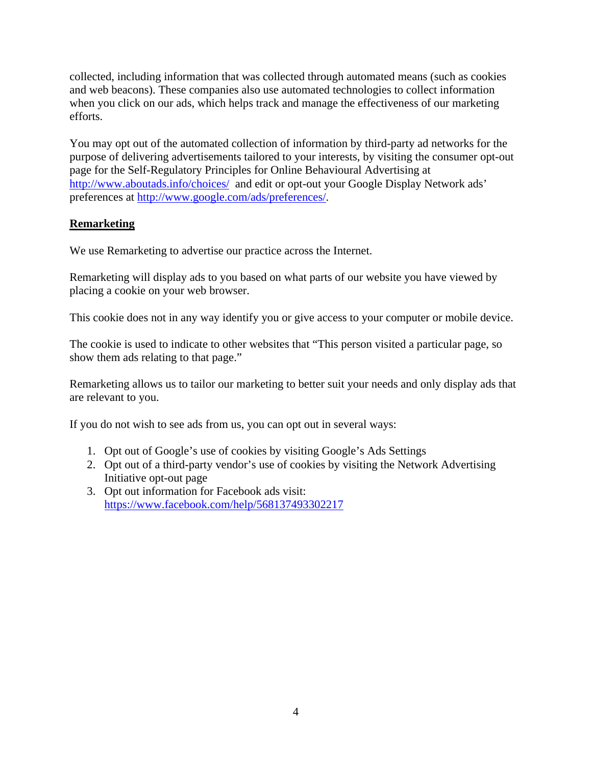collected, including information that was collected through automated means (such as cookies and web beacons). These companies also use automated technologies to collect information when you click on our ads, which helps track and manage the effectiveness of our marketing efforts.

You may opt out of the automated collection of information by third-party ad networks for the purpose of delivering advertisements tailored to your interests, by visiting the consumer opt-out page for the Self-Regulatory Principles for Online Behavioural Advertising at [http://www.aboutads.info/choices/](http://www.aboutads.info/choices/) and edit or opt-out your Google Display Network ads' preferences at [http://www.google.com/ads/preferences/](http://www.google.com/ads/preferences/).

## Remarketing

We use Remarketing to advertise our practice across the Internet.

Remarketing will display ads to you based on what parts of our website you have viewed by placing a cookie on your web browser.

This cookie does not in any way identify you or give access to your computer or mobile device.

The cookie is used to indicate to other websites that "This person visited a particular page, so show them ads relating to that page."

Remarketing allows us to tailor our marketing to better suit your needs and only display ads that are relevant to you.

If you do not wish to see ads from us, you can opt out in several ways:

1. Opt out of Google's use of cookies by visiting Google's Ads Settings
2. Opt out of a third-party vendor's use of cookies by visiting the Network Advertising Initiative opt-out page
3. Opt out information for Facebook ads visit: [https://www.facebook.com/help/568137493302217](https://www.facebook.com/help/568137493302217)